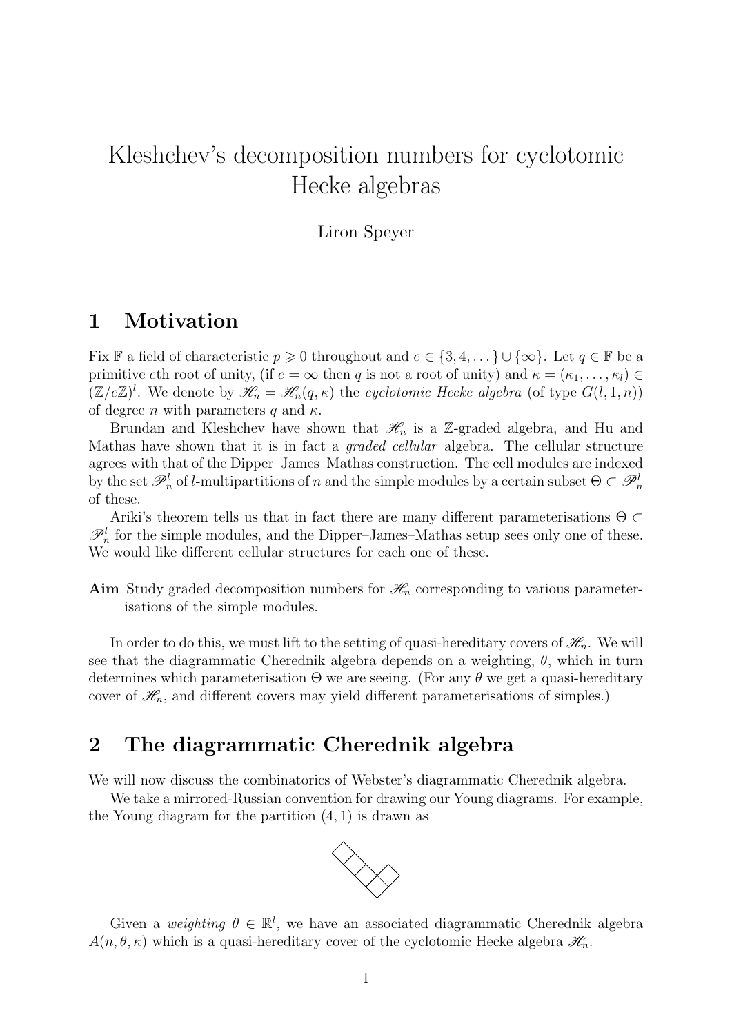# Kleshchev's decomposition numbers for cyclotomic Hecke algebras

Liron Speyer

## 1 Motivation

Fix $\mathbb{F}$ a field of characteristic $p \geqslant 0$ throughout and $e \in \{3, 4, \dots\} \cup \{\infty\}$. Let $q \in \mathbb{F}$ be a primitive $e$th root of unity, (if $e = \infty$ then $q$ is not a root of unity) and $\kappa = (\kappa_1, \dots, \kappa_l) \in (\mathbb{Z}/e\mathbb{Z})^l$. We denote by $\mathscr{H}_n = \mathscr{H}_n(q, \kappa)$ the *cyclotomic Hecke algebra* (of type $G(l, 1, n)$) of degree $n$ with parameters $q$ and $\kappa$.

Brundan and Kleshchev have shown that $\mathscr{H}_n$ is a $\mathbb{Z}$-graded algebra, and Hu and Mathas have shown that it is in fact a *graded cellular* algebra. The cellular structure agrees with that of the Dipper–James–Mathas construction. The cell modules are indexed by the set $\mathscr{P}^l_n$ of $l$-multipartitions of $n$ and the simple modules by a certain subset $\Theta \subset \mathscr{P}^l_n$ of these.

Ariki's theorem tells us that in fact there are many different parameterisations $\Theta \subset \mathscr{P}^l_n$ for the simple modules, and the Dipper–James–Mathas setup sees only one of these. We would like different cellular structures for each one of these.

**Aim** Study graded decomposition numbers for $\mathscr{H}_n$ corresponding to various parameterisations of the simple modules.

In order to do this, we must lift to the setting of quasi-hereditary covers of $\mathscr{H}_n$. We will see that the diagrammatic Cherednik algebra depends on a weighting, $\theta$, which in turn determines which parameterisation $\Theta$ we are seeing. (For any $\theta$ we get a quasi-hereditary cover of $\mathscr{H}_n$, and different covers may yield different parameterisations of simples.)

## 2 The diagrammatic Cherednik algebra

We will now discuss the combinatorics of Webster's diagrammatic Cherednik algebra.

We take a mirrored-Russian convention for drawing our Young diagrams. For example, the Young diagram for the partition $(4, 1)$ is drawn as

Given a *weighting* $\theta \in \mathbb{R}^l$, we have an associated diagrammatic Cherednik algebra $A(n, \theta, \kappa)$ which is a quasi-hereditary cover of the cyclotomic Hecke algebra $\mathscr{H}_n$.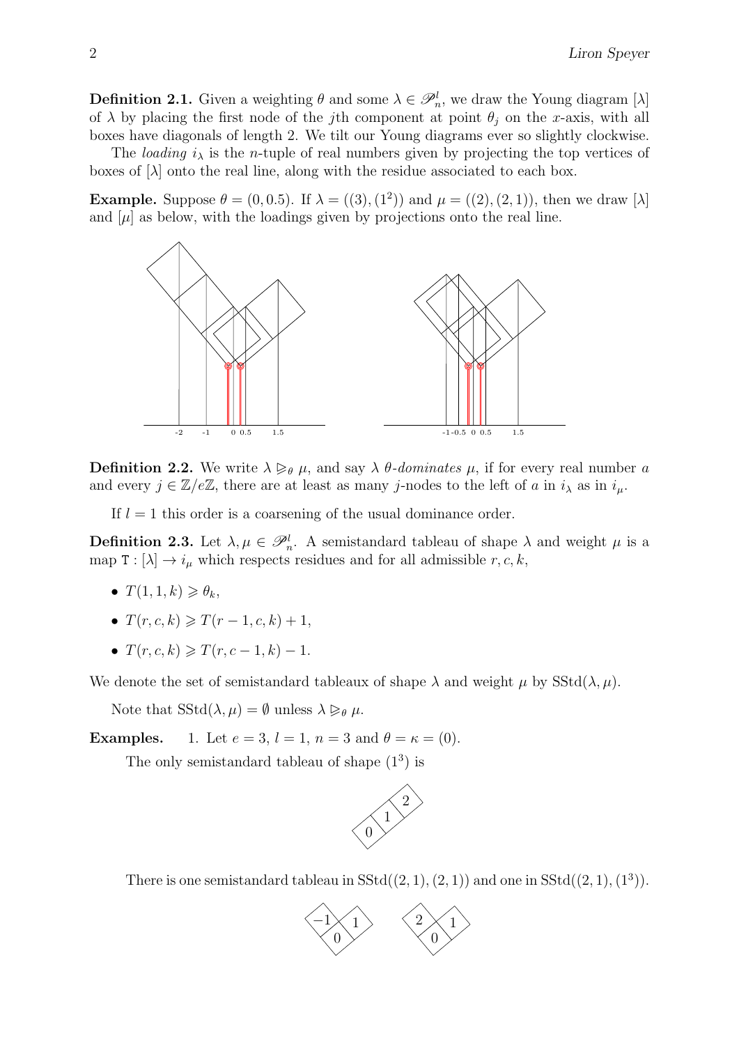**Definition 2.1.** Given a weighting $\theta$ and some $\lambda \in \mathscr{P}^l_n$, we draw the Young diagram $[\lambda]$ of $\lambda$ by placing the first node of the $j$th component at point $\theta_j$ on the $x$-axis, with all boxes have diagonals of length 2. We tilt our Young diagrams ever so slightly clockwise.

The *loading* $i_\lambda$ is the $n$-tuple of real numbers given by projecting the top vertices of boxes of $[\lambda]$ onto the real line, along with the residue associated to each box.

**Example.** Suppose $\theta = (0, 0.5)$. If $\lambda = ((3), (1^2))$ and $\mu = ((2), (2,1))$, then we draw $[\lambda]$ and $[\mu]$ as below, with the loadings given by projections onto the real line.

**Definition 2.2.** We write $\lambda \trianglerighteq_\theta \mu$, and say $\lambda$ *$\theta$-dominates* $\mu$, if for every real number $a$ and every $j \in \mathbb{Z}/e\mathbb{Z}$, there are at least as many $j$-nodes to the left of $a$ in $i_\lambda$ as in $i_\mu$.

If $l = 1$ this order is a coarsening of the usual dominance order.

**Definition 2.3.** Let $\lambda, \mu \in \mathscr{P}^l_n$. A semistandard tableau of shape $\lambda$ and weight $\mu$ is a map $\mathtt{T} : [\lambda] \to i_\mu$ which respects residues and for all admissible $r, c, k$,

- $T(1,1,k) \geqslant \theta_k$,
- $T(r,c,k) \geqslant T(r-1,c,k) + 1$,
- $T(r,c,k) \geqslant T(r,c-1,k) - 1$.

We denote the set of semistandard tableaux of shape $\lambda$ and weight $\mu$ by $\mathrm{SStd}(\lambda, \mu)$.

Note that $\mathrm{SStd}(\lambda, \mu) = \emptyset$ unless $\lambda \trianglerighteq_\theta \mu$.

**Examples.**

1. Let $e = 3$, $l = 1$, $n = 3$ and $\theta = \kappa = (0)$.

   The only semistandard tableau of shape $(1^3)$ is

   There is one semistandard tableau in $\mathrm{SStd}((2,1),(2,1))$ and one in $\mathrm{SStd}((2,1),(1^3))$.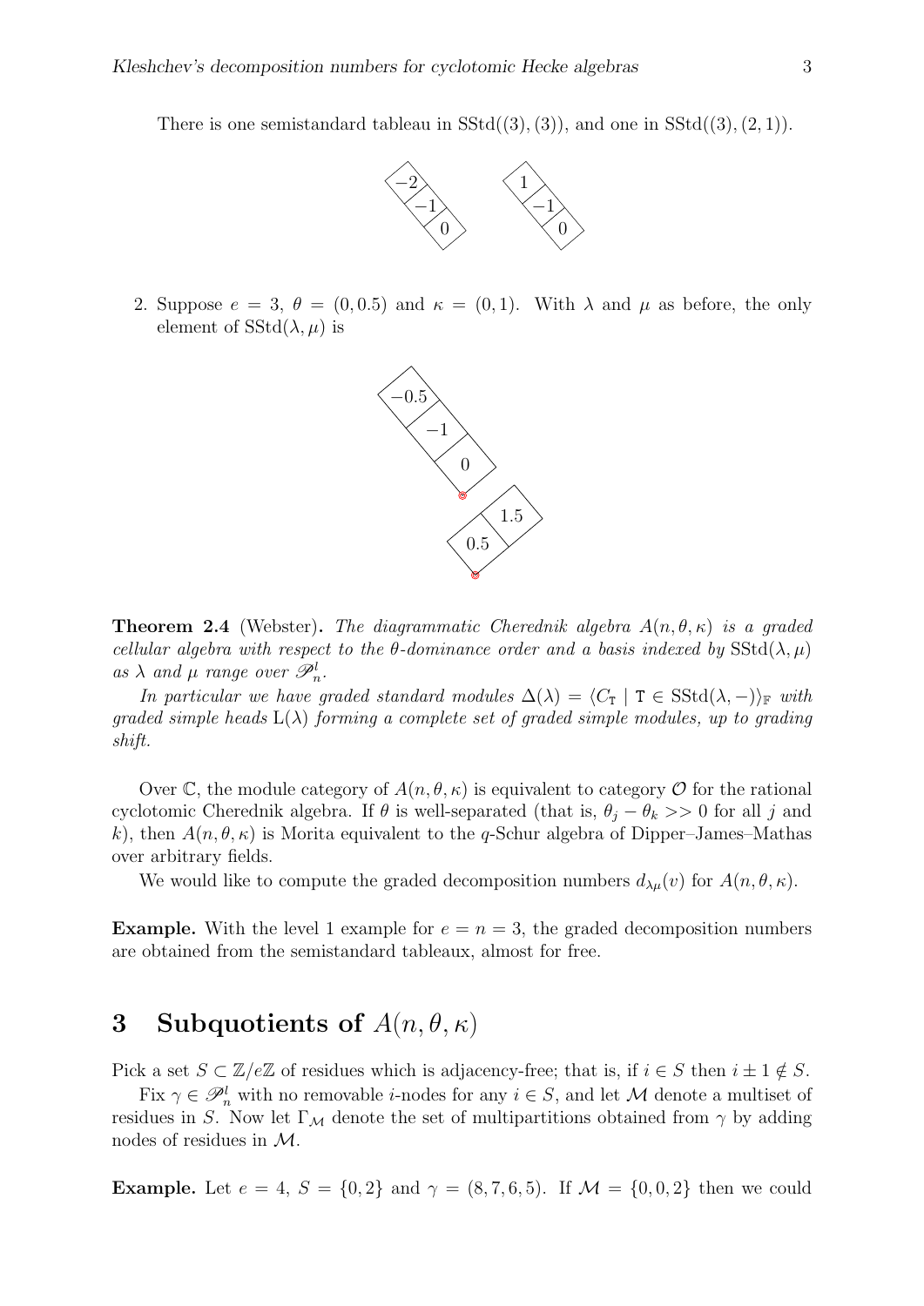There is one semistandard tableau in $\mathrm{SStd}((3),(3))$, and one in $\mathrm{SStd}((3),(2,1))$.

2. Suppose $e = 3$, $\theta = (0, 0.5)$ and $\kappa = (0, 1)$. With $\lambda$ and $\mu$ as before, the only element of $\mathrm{SStd}(\lambda, \mu)$ is

**Theorem 2.4** (Webster)**.** *The diagrammatic Cherednik algebra $A(n, \theta, \kappa)$ is a graded cellular algebra with respect to the $\theta$-dominance order and a basis indexed by $\mathrm{SStd}(\lambda, \mu)$ as $\lambda$ and $\mu$ range over $\mathscr{P}^l_n$.*

*In particular we have graded standard modules $\Delta(\lambda) = \langle C_{\mathtt{T}} \mid \mathtt{T} \in \mathrm{SStd}(\lambda, -)\rangle_{\mathbb{F}}$ with graded simple heads $\mathrm{L}(\lambda)$ forming a complete set of graded simple modules, up to grading shift.*

Over $\mathbb{C}$, the module category of $A(n, \theta, \kappa)$ is equivalent to category $\mathcal{O}$ for the rational cyclotomic Cherednik algebra. If $\theta$ is well-separated (that is, $\theta_j - \theta_k >> 0$ for all $j$ and $k$), then $A(n, \theta, \kappa)$ is Morita equivalent to the $q$-Schur algebra of Dipper–James–Mathas over arbitrary fields.

We would like to compute the graded decomposition numbers $d_{\lambda\mu}(v)$ for $A(n, \theta, \kappa)$.

**Example.** With the level 1 example for $e = n = 3$, the graded decomposition numbers are obtained from the semistandard tableaux, almost for free.

# 3 Subquotients of $A(n, \theta, \kappa)$

Pick a set $S \subset \mathbb{Z}/e\mathbb{Z}$ of residues which is adjacency-free; that is, if $i \in S$ then $i \pm 1 \notin S$.

Fix $\gamma \in \mathscr{P}^l_n$ with no removable $i$-nodes for any $i \in S$, and let $\mathcal{M}$ denote a multiset of residues in $S$. Now let $\Gamma_{\mathcal{M}}$ denote the set of multipartitions obtained from $\gamma$ by adding nodes of residues in $\mathcal{M}$.

**Example.** Let $e = 4$, $S = \{0, 2\}$ and $\gamma = (8, 7, 6, 5)$. If $\mathcal{M} = \{0, 0, 2\}$ then we could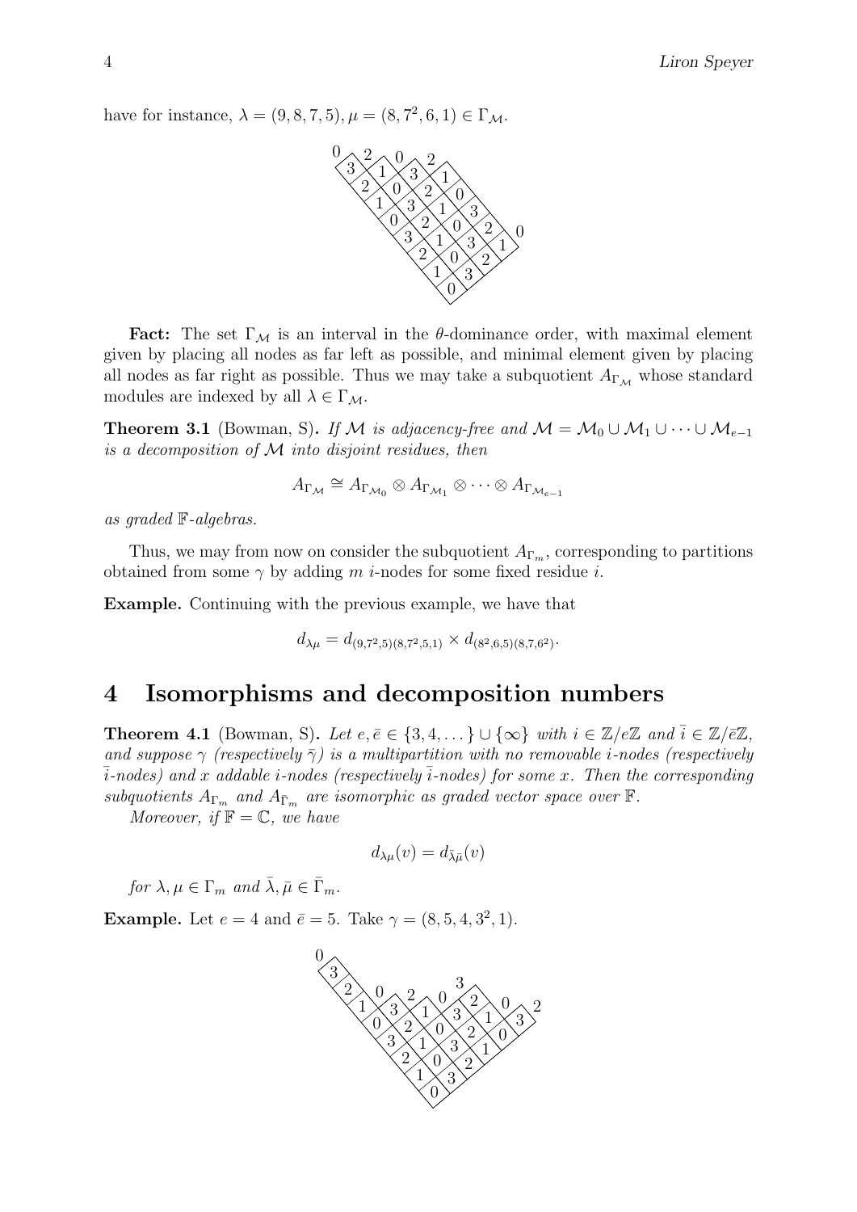have for instance, $\lambda = (9,8,7,5), \mu = (8,7^2,6,1) \in \Gamma_{\mathcal{M}}$.

**Fact:** The set $\Gamma_{\mathcal{M}}$ is an interval in the $\theta$-dominance order, with maximal element given by placing all nodes as far left as possible, and minimal element given by placing all nodes as far right as possible. Thus we may take a subquotient $A_{\Gamma_{\mathcal{M}}}$ whose standard modules are indexed by all $\lambda \in \Gamma_{\mathcal{M}}$.

**Theorem 3.1** (Bowman, S)**.** *If $\mathcal{M}$ is adjacency-free and $\mathcal{M} = \mathcal{M}_0 \cup \mathcal{M}_1 \cup \cdots \cup \mathcal{M}_{e-1}$ is a decomposition of $\mathcal{M}$ into disjoint residues, then*

$$A_{\Gamma_{\mathcal{M}}} \cong A_{\Gamma_{\mathcal{M}_0}} \otimes A_{\Gamma_{\mathcal{M}_1}} \otimes \cdots \otimes A_{\Gamma_{\mathcal{M}_{e-1}}}$$

*as graded $\mathbb{F}$-algebras.*

Thus, we may from now on consider the subquotient $A_{\Gamma_m}$, corresponding to partitions obtained from some $\gamma$ by adding $m$ $i$-nodes for some fixed residue $i$.

**Example.** Continuing with the previous example, we have that

$$d_{\lambda\mu} = d_{(9,7^2,5)(8,7^2,5,1)} \times d_{(8^2,6,5)(8,7,6^2)}.$$

# 4 Isomorphisms and decomposition numbers

**Theorem 4.1** (Bowman, S)**.** *Let $e, \bar{e} \in \{3,4,\dots\} \cup \{\infty\}$ with $i \in \mathbb{Z}/e\mathbb{Z}$ and $\bar{i} \in \mathbb{Z}/\bar{e}\mathbb{Z}$, and suppose $\gamma$ (respectively $\bar{\gamma}$) is a multipartition with no removable $i$-nodes (respectively $\bar{i}$-nodes) and $x$ addable $i$-nodes (respectively $\bar{i}$-nodes) for some $x$. Then the corresponding subquotients $A_{\Gamma_m}$ and $A_{\bar{\Gamma}_m}$ are isomorphic as graded vector space over $\mathbb{F}$.*

*Moreover, if $\mathbb{F} = \mathbb{C}$, we have*

$$d_{\lambda\mu}(v) = d_{\bar{\lambda}\bar{\mu}}(v)$$

*for $\lambda, \mu \in \Gamma_m$ and $\bar{\lambda}, \bar{\mu} \in \bar{\Gamma}_m$.*

**Example.** Let $e = 4$ and $\bar{e} = 5$. Take $\gamma = (8,5,4,3^2,1)$.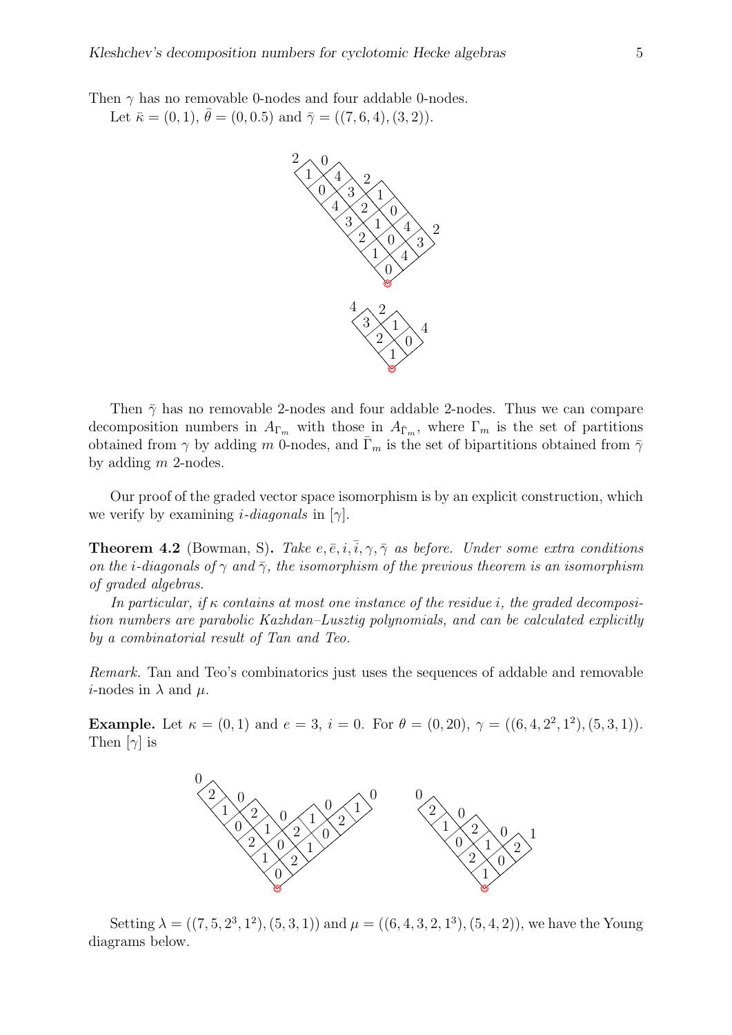Then $\gamma$ has no removable 0-nodes and four addable 0-nodes.

Let $\bar{\kappa} = (0, 1)$, $\bar{\theta} = (0, 0.5)$ and $\bar{\gamma} = ((7, 6, 4), (3, 2))$.

Then $\bar{\gamma}$ has no removable 2-nodes and four addable 2-nodes. Thus we can compare decomposition numbers in $A_{\Gamma_m}$ with those in $A_{\bar{\Gamma}_m}$, where $\Gamma_m$ is the set of partitions obtained from $\gamma$ by adding $m$ 0-nodes, and $\bar{\Gamma}_m$ is the set of bipartitions obtained from $\bar{\gamma}$ by adding $m$ 2-nodes.

Our proof of the graded vector space isomorphism is by an explicit construction, which we verify by examining *$i$-diagonals* in $[\gamma]$.

**Theorem 4.2** (Bowman, S)**.** *Take $e, \bar{e}, i, \bar{i}, \gamma, \bar{\gamma}$ as before. Under some extra conditions on the $i$-diagonals of $\gamma$ and $\bar{\gamma}$, the isomorphism of the previous theorem is an isomorphism of graded algebras.*

*In particular, if $\kappa$ contains at most one instance of the residue $i$, the graded decomposition numbers are parabolic Kazhdan–Lusztig polynomials, and can be calculated explicitly by a combinatorial result of Tan and Teo.*

*Remark.* Tan and Teo's combinatorics just uses the sequences of addable and removable $i$-nodes in $\lambda$ and $\mu$.

**Example.** Let $\kappa = (0, 1)$ and $e = 3$, $i = 0$. For $\theta = (0, 20)$, $\gamma = ((6, 4, 2^2, 1^2), (5, 3, 1))$. Then $[\gamma]$ is

Setting $\lambda = ((7, 5, 2^3, 1^2), (5, 3, 1))$ and $\mu = ((6, 4, 3, 2, 1^3), (5, 4, 2))$, we have the Young diagrams below.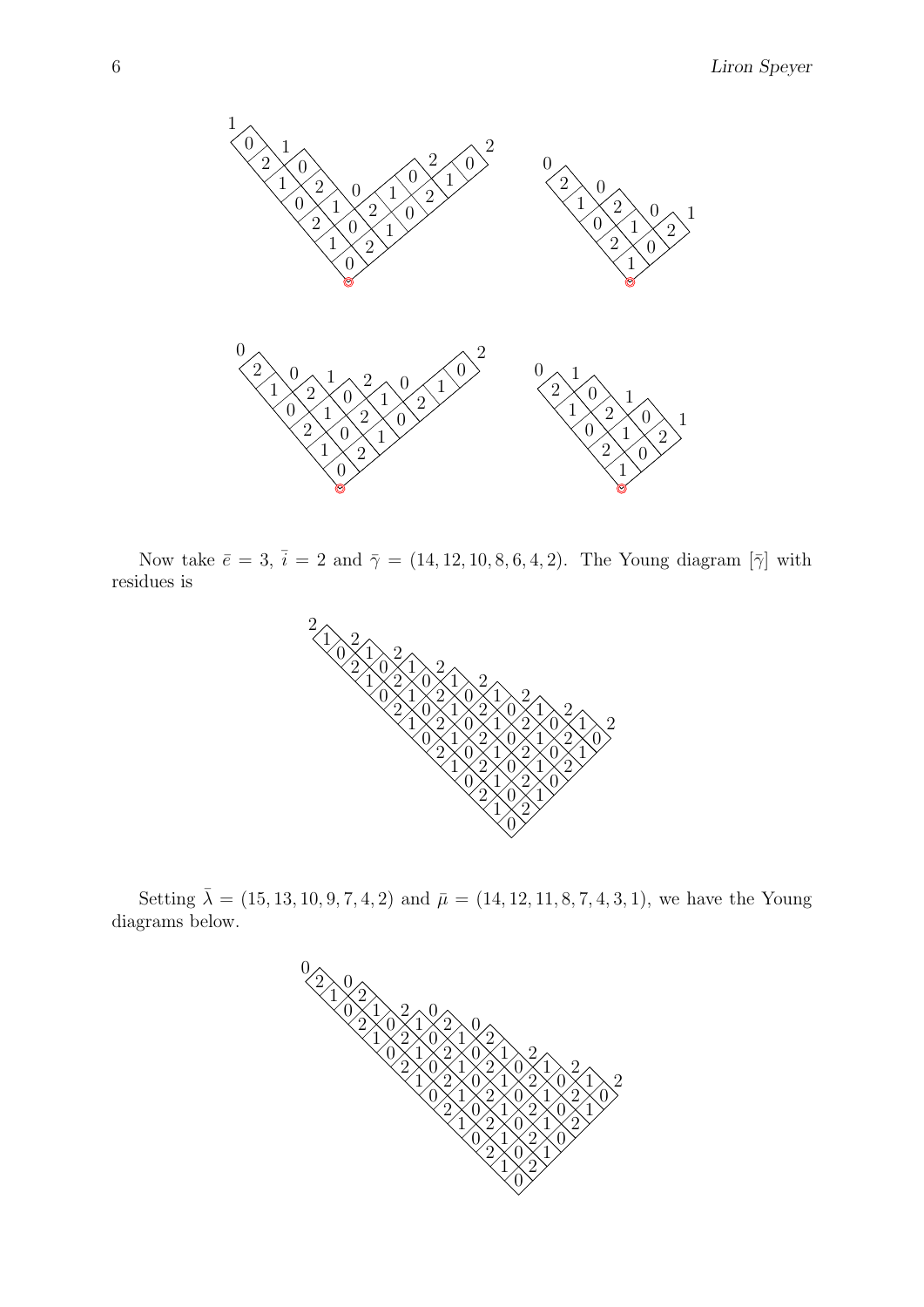Now take $\bar{e} = 3$, $\bar{i} = 2$ and $\bar{\gamma} = (14, 12, 10, 8, 6, 4, 2)$. The Young diagram $[\bar{\gamma}]$ with residues is

Setting $\bar{\lambda} = (15, 13, 10, 9, 7, 4, 2)$ and $\bar{\mu} = (14, 12, 11, 8, 7, 4, 3, 1)$, we have the Young diagrams below.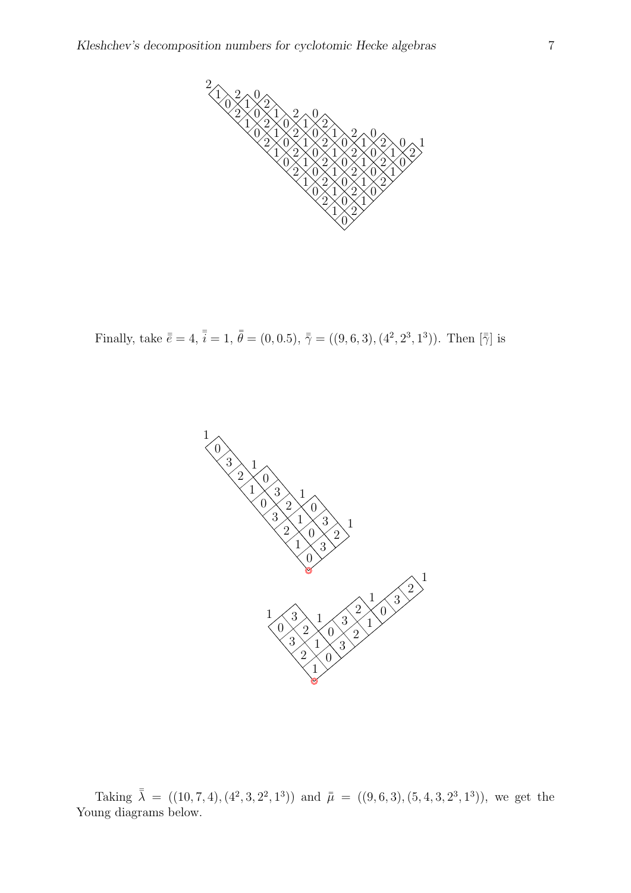Finally, take $\bar{\bar{e}} = 4$, $\bar{\bar{i}} = 1$, $\bar{\bar{\theta}} = (0, 0.5)$, $\bar{\bar{\gamma}} = ((9,6,3),(4^2,2^3,1^3))$. Then $[\bar{\bar{\gamma}}]$ is

Taking $\bar{\bar{\lambda}} = ((10,7,4),(4^2,3,2^2,1^3))$ and $\bar{\mu} = ((9,6,3),(5,4,3,2^3,1^3))$, we get the Young diagrams below.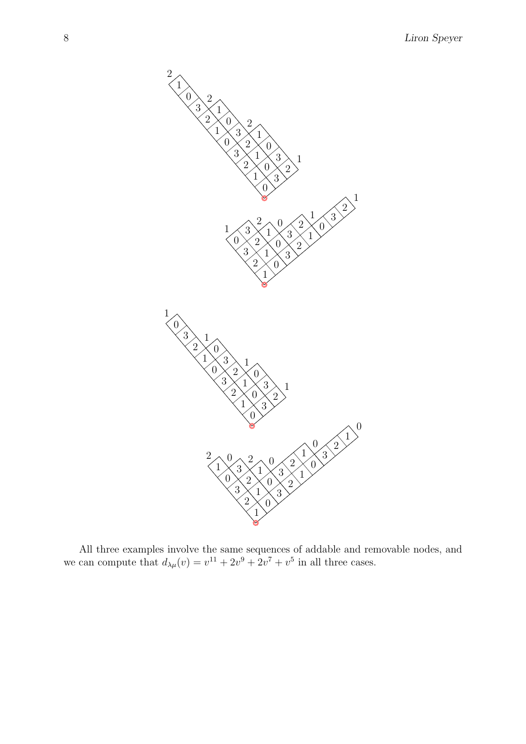All three examples involve the same sequences of addable and removable nodes, and we can compute that $d_{\lambda\mu}(v) = v^{11} + 2v^9 + 2v^7 + v^5$ in all three cases.